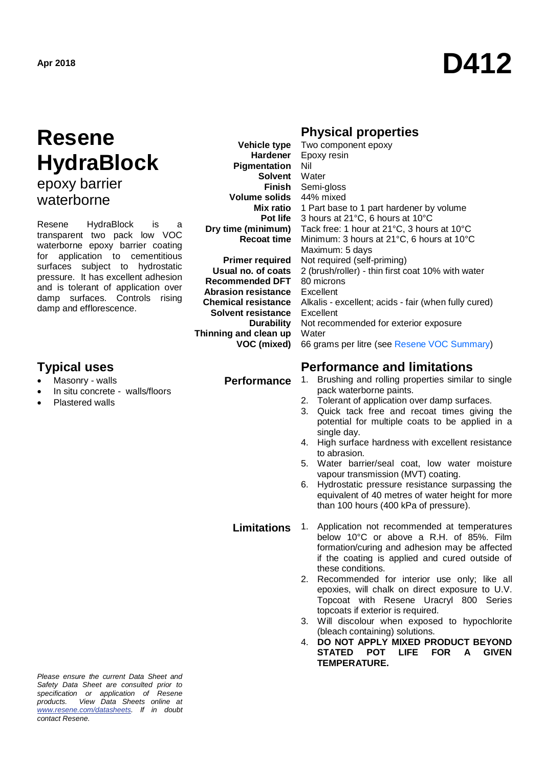Apr 2018

# D412

# Resene HydraBlock

## epoxy barrier waterborne

Resene HydraBlock is a transparent two pack low VOC waterborne epoxy barrier coating for application to cementitious surfaces subject to hydrostatic pressure. It has excellent adhesion and is tolerant of application over damp surfaces. Controls rising damp and efflorescence.

## Typical uses

- Masonry - walls
- In situ concrete - walls/floors
- Plastered walls

*Please ensure the current Data Sheet and Safety Data Sheet are consulted prior to specification or application of Resene products. View Data Sheets online at [www.resene.com/datasheets](www.resene.com/datasheets). If in doubt contact Resene.*

## Physical properties

| | |
|---|---|
| **Vehicle type** | Two component epoxy |
| **Hardener** | Epoxy resin |
| **Pigmentation** | Nil |
| **Solvent** | Water |
| **Finish** | Semi-gloss |
| **Volume solids** | 44% mixed |
| **Mix ratio** | 1 Part base to 1 part hardener by volume |
| **Pot life** | 3 hours at 21°C, 6 hours at 10°C |
| **Dry time (minimum)** | Tack free: 1 hour at 21°C, 3 hours at 10°C |
| **Recoat time** | Minimum: 3 hours at 21°C, 6 hours at 10°C<br>Maximum: 5 days |
| **Primer required** | Not required (self-priming) |
| **Usual no. of coats** | 2 (brush/roller) - thin first coat 10% with water |
| **Recommended DFT** | 80 microns |
| **Abrasion resistance** | Excellent |
| **Chemical resistance** | Alkalis - excellent; acids - fair (when fully cured) |
| **Solvent resistance** | Excellent |
| **Durability** | Not recommended for exterior exposure |
| **Thinning and clean up** | Water |
| **VOC (mixed)** | 66 grams per litre (see Resene VOC Summary) |

## Performance and limitations

**Performance**

1. Brushing and rolling properties similar to single pack waterborne paints.
2. Tolerant of application over damp surfaces.
3. Quick tack free and recoat times giving the potential for multiple coats to be applied in a single day.
4. High surface hardness with excellent resistance to abrasion.
5. Water barrier/seal coat, low water moisture vapour transmission (MVT) coating.
6. Hydrostatic pressure resistance surpassing the equivalent of 40 metres of water height for more than 100 hours (400 kPa of pressure).

**Limitations**

1. Application not recommended at temperatures below 10°C or above a R.H. of 85%. Film formation/curing and adhesion may be affected if the coating is applied and cured outside of these conditions.
2. Recommended for interior use only; like all epoxies, will chalk on direct exposure to U.V. Topcoat with Resene Uracryl 800 Series topcoats if exterior is required.
3. Will discolour when exposed to hypochlorite (bleach containing) solutions.
4. **DO NOT APPLY MIXED PRODUCT BEYOND STATED POT LIFE FOR A GIVEN TEMPERATURE.**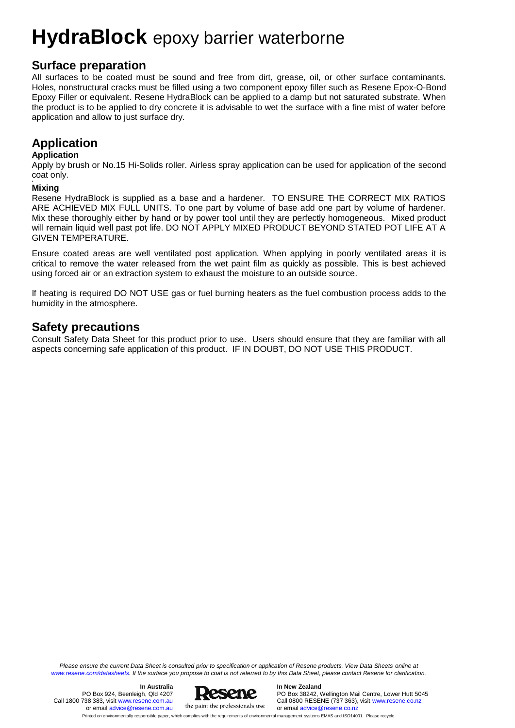# **HydraBlock** epoxy barrier waterborne

## Surface preparation

All surfaces to be coated must be sound and free from dirt, grease, oil, or other surface contaminants. Holes, nonstructural cracks must be filled using a two component epoxy filler such as Resene Epox-O-Bond Epoxy Filler or equivalent. Resene HydraBlock can be applied to a damp but not saturated substrate. When the product is to be applied to dry concrete it is advisable to wet the surface with a fine mist of water before application and allow to just surface dry.

## Application

### Application

Apply by brush or No.15 Hi-Solids roller. Airless spray application can be used for application of the second coat only.

### Mixing

Resene HydraBlock is supplied as a base and a hardener. TO ENSURE THE CORRECT MIX RATIOS ARE ACHIEVED MIX FULL UNITS. To one part by volume of base add one part by volume of hardener. Mix these thoroughly either by hand or by power tool until they are perfectly homogeneous. Mixed product will remain liquid well past pot life. DO NOT APPLY MIXED PRODUCT BEYOND STATED POT LIFE AT A GIVEN TEMPERATURE.

Ensure coated areas are well ventilated post application. When applying in poorly ventilated areas it is critical to remove the water released from the wet paint film as quickly as possible. This is best achieved using forced air or an extraction system to exhaust the moisture to an outside source.

If heating is required DO NOT USE gas or fuel burning heaters as the fuel combustion process adds to the humidity in the atmosphere.

## Safety precautions

Consult Safety Data Sheet for this product prior to use. Users should ensure that they are familiar with all aspects concerning safe application of this product. IF IN DOUBT, DO NOT USE THIS PRODUCT.

*Please ensure the current Data Sheet is consulted prior to specification or application of Resene products. View Data Sheets online at www.resene.com/datasheets. If the surface you propose to coat is not referred to by this Data Sheet, please contact Resene for clarification.*

**In Australia**
PO Box 924, Beenleigh, Qld 4207
Call 1800 738 383, visit www.resene.com.au
or email advice@resene.com.au

Resene
the paint the professionals use

**In New Zealand**
PO Box 38242, Wellington Mail Centre, Lower Hutt 5045
Call 0800 RESENE (737 363), visit www.resene.co.nz
or email advice@resene.co.nz

Printed on environmentally responsible paper, which complies with the requirements of environmental management systems EMAS and ISO14001. Please recycle.